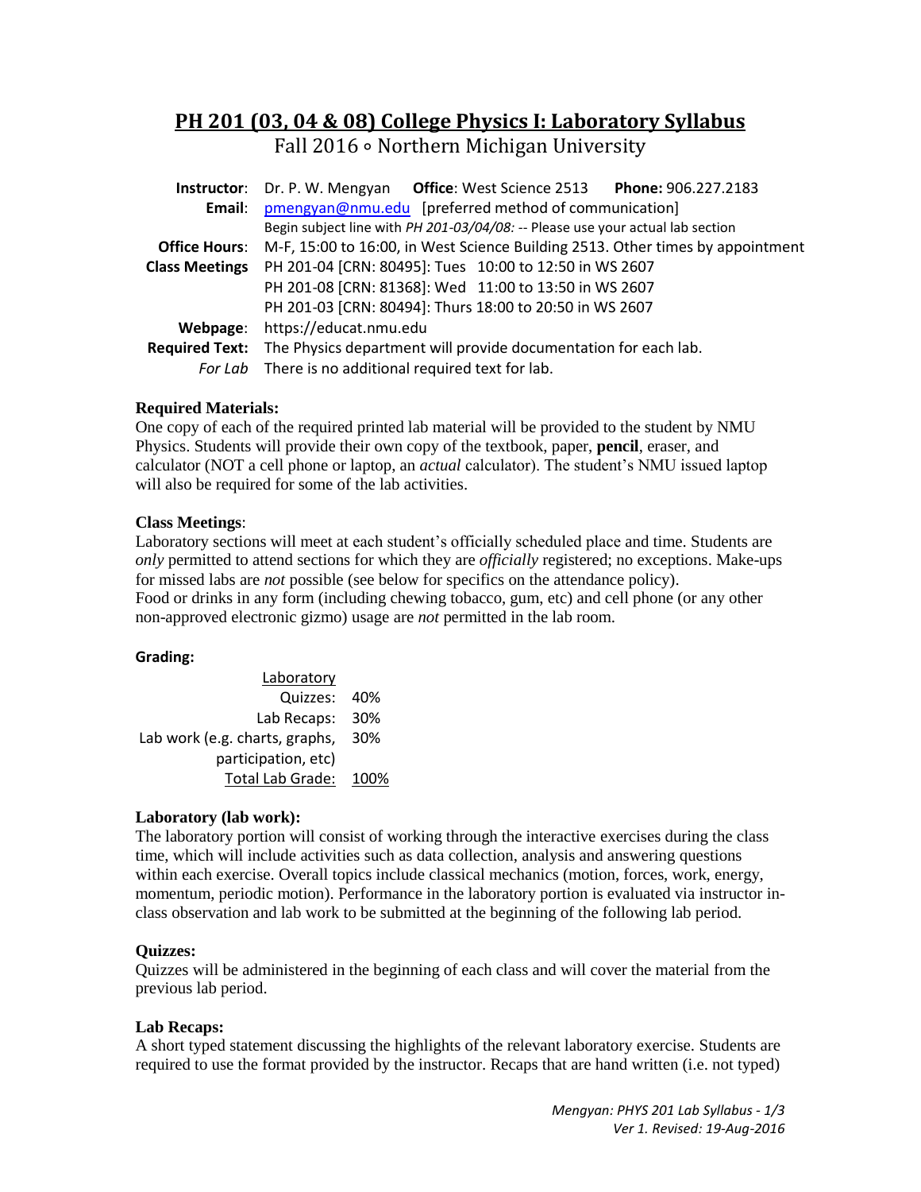# PH 201 (03, 04 & 08) College Physics I: Laboratory Syllabus

Fall 2016 ∘ Northern Michigan University

| | |
|---|---|
| **Instructor**: | Dr. P. W. Mengyan **Office**: West Science 2513 **Phone:** 906.227.2183 |
| **Email**: | pmengyan@nmu.edu [preferred method of communication] |
| | Begin subject line with *PH 201-03/04/08:* -- Please use your actual lab section |
| **Office Hours**: | M-F, 15:00 to 16:00, in West Science Building 2513. Other times by appointment |
| **Class Meetings** | PH 201-04 [CRN: 80495]: Tues 10:00 to 12:50 in WS 2607 |
| | PH 201-08 [CRN: 81368]: Wed 11:00 to 13:50 in WS 2607 |
| | PH 201-03 [CRN: 80494]: Thurs 18:00 to 20:50 in WS 2607 |
| **Webpage**: | https://educat.nmu.edu |
| **Required Text:** | The Physics department will provide documentation for each lab. |
| *For Lab* | There is no additional required text for lab. |

**Required Materials:**

One copy of each of the required printed lab material will be provided to the student by NMU Physics. Students will provide their own copy of the textbook, paper, **pencil**, eraser, and calculator (NOT a cell phone or laptop, an *actual* calculator). The student's NMU issued laptop will also be required for some of the lab activities.

**Class Meetings**:

Laboratory sections will meet at each student's officially scheduled place and time. Students are *only* permitted to attend sections for which they are *officially* registered; no exceptions. Make-ups for missed labs are *not* possible (see below for specifics on the attendance policy).

Food or drinks in any form (including chewing tobacco, gum, etc) and cell phone (or any other non-approved electronic gizmo) usage are *not* permitted in the lab room.

**Grading:**

| Laboratory | |
|---|---|
| Quizzes: | 40% |
| Lab Recaps: | 30% |
| Lab work (e.g. charts, graphs, participation, etc) | 30% |
| Total Lab Grade: | 100% |

**Laboratory (lab work):**

The laboratory portion will consist of working through the interactive exercises during the class time, which will include activities such as data collection, analysis and answering questions within each exercise. Overall topics include classical mechanics (motion, forces, work, energy, momentum, periodic motion). Performance in the laboratory portion is evaluated via instructor in-class observation and lab work to be submitted at the beginning of the following lab period.

**Quizzes:**

Quizzes will be administered in the beginning of each class and will cover the material from the previous lab period.

**Lab Recaps:**

A short typed statement discussing the highlights of the relevant laboratory exercise. Students are required to use the format provided by the instructor. Recaps that are hand written (i.e. not typed)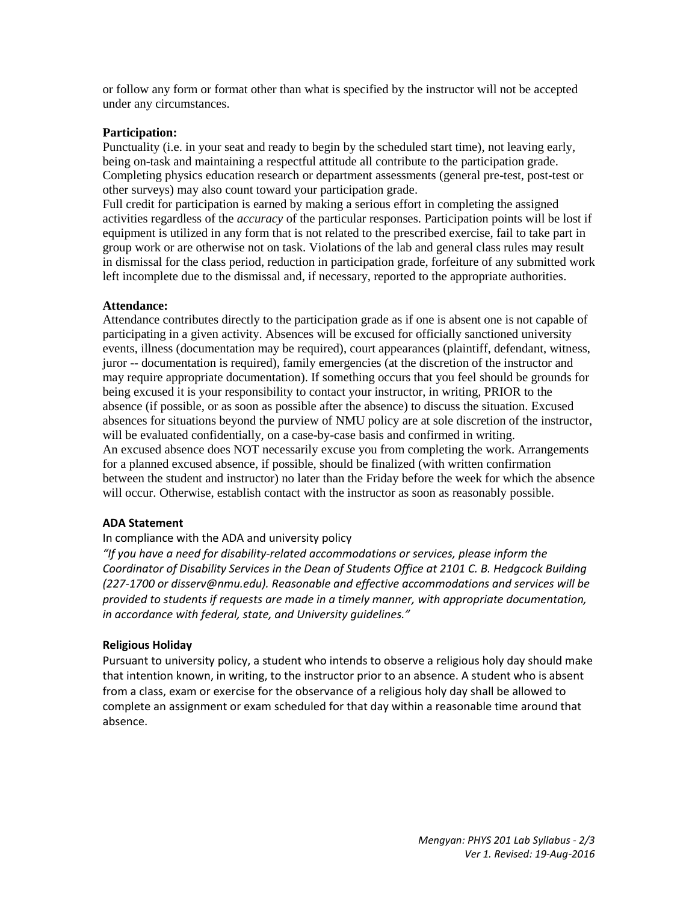or follow any form or format other than what is specified by the instructor will not be accepted under any circumstances.

**Participation:**

Punctuality (i.e. in your seat and ready to begin by the scheduled start time), not leaving early, being on-task and maintaining a respectful attitude all contribute to the participation grade. Completing physics education research or department assessments (general pre-test, post-test or other surveys) may also count toward your participation grade.

Full credit for participation is earned by making a serious effort in completing the assigned activities regardless of the *accuracy* of the particular responses. Participation points will be lost if equipment is utilized in any form that is not related to the prescribed exercise, fail to take part in group work or are otherwise not on task. Violations of the lab and general class rules may result in dismissal for the class period, reduction in participation grade, forfeiture of any submitted work left incomplete due to the dismissal and, if necessary, reported to the appropriate authorities.

**Attendance:**

Attendance contributes directly to the participation grade as if one is absent one is not capable of participating in a given activity. Absences will be excused for officially sanctioned university events, illness (documentation may be required), court appearances (plaintiff, defendant, witness, juror -- documentation is required), family emergencies (at the discretion of the instructor and may require appropriate documentation). If something occurs that you feel should be grounds for being excused it is your responsibility to contact your instructor, in writing, PRIOR to the absence (if possible, or as soon as possible after the absence) to discuss the situation. Excused absences for situations beyond the purview of NMU policy are at sole discretion of the instructor, will be evaluated confidentially, on a case-by-case basis and confirmed in writing.

An excused absence does NOT necessarily excuse you from completing the work. Arrangements for a planned excused absence, if possible, should be finalized (with written confirmation between the student and instructor) no later than the Friday before the week for which the absence will occur. Otherwise, establish contact with the instructor as soon as reasonably possible.

**ADA Statement**

In compliance with the ADA and university policy

*"If you have a need for disability-related accommodations or services, please inform the Coordinator of Disability Services in the Dean of Students Office at 2101 C. B. Hedgcock Building (227-1700 or disserv@nmu.edu). Reasonable and effective accommodations and services will be provided to students if requests are made in a timely manner, with appropriate documentation, in accordance with federal, state, and University guidelines."*

**Religious Holiday**

Pursuant to university policy, a student who intends to observe a religious holy day should make that intention known, in writing, to the instructor prior to an absence. A student who is absent from a class, exam or exercise for the observance of a religious holy day shall be allowed to complete an assignment or exam scheduled for that day within a reasonable time around that absence.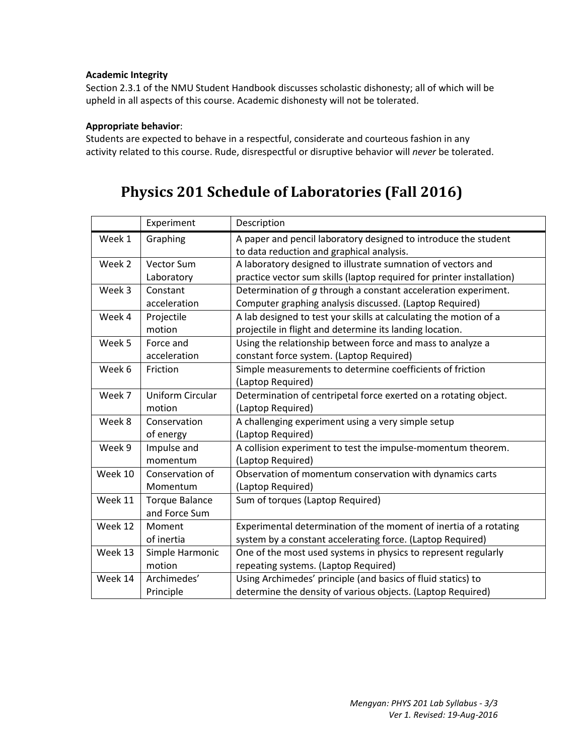**Academic Integrity**

Section 2.3.1 of the NMU Student Handbook discusses scholastic dishonesty; all of which will be upheld in all aspects of this course. Academic dishonesty will not be tolerated.

**Appropriate behavior**:

Students are expected to behave in a respectful, considerate and courteous fashion in any activity related to this course. Rude, disrespectful or disruptive behavior will *never* be tolerated.

# Physics 201 Schedule of Laboratories (Fall 2016)

| | Experiment | Description |
|---|---|---|
| Week 1 | Graphing | A paper and pencil laboratory designed to introduce the student to data reduction and graphical analysis. |
| Week 2 | Vector Sum Laboratory | A laboratory designed to illustrate sumnation of vectors and practice vector sum skills (laptop required for printer installation) |
| Week 3 | Constant acceleration | Determination of *g* through a constant acceleration experiment. Computer graphing analysis discussed. (Laptop Required) |
| Week 4 | Projectile motion | A lab designed to test your skills at calculating the motion of a projectile in flight and determine its landing location. |
| Week 5 | Force and acceleration | Using the relationship between force and mass to analyze a constant force system. (Laptop Required) |
| Week 6 | Friction | Simple measurements to determine coefficients of friction (Laptop Required) |
| Week 7 | Uniform Circular motion | Determination of centripetal force exerted on a rotating object. (Laptop Required) |
| Week 8 | Conservation of energy | A challenging experiment using a very simple setup (Laptop Required) |
| Week 9 | Impulse and momentum | A collision experiment to test the impulse-momentum theorem. (Laptop Required) |
| Week 10 | Conservation of Momentum | Observation of momentum conservation with dynamics carts (Laptop Required) |
| Week 11 | Torque Balance and Force Sum | Sum of torques (Laptop Required) |
| Week 12 | Moment of inertia | Experimental determination of the moment of inertia of a rotating system by a constant accelerating force. (Laptop Required) |
| Week 13 | Simple Harmonic motion | One of the most used systems in physics to represent regularly repeating systems. (Laptop Required) |
| Week 14 | Archimedes' Principle | Using Archimedes' principle (and basics of fluid statics) to determine the density of various objects. (Laptop Required) |